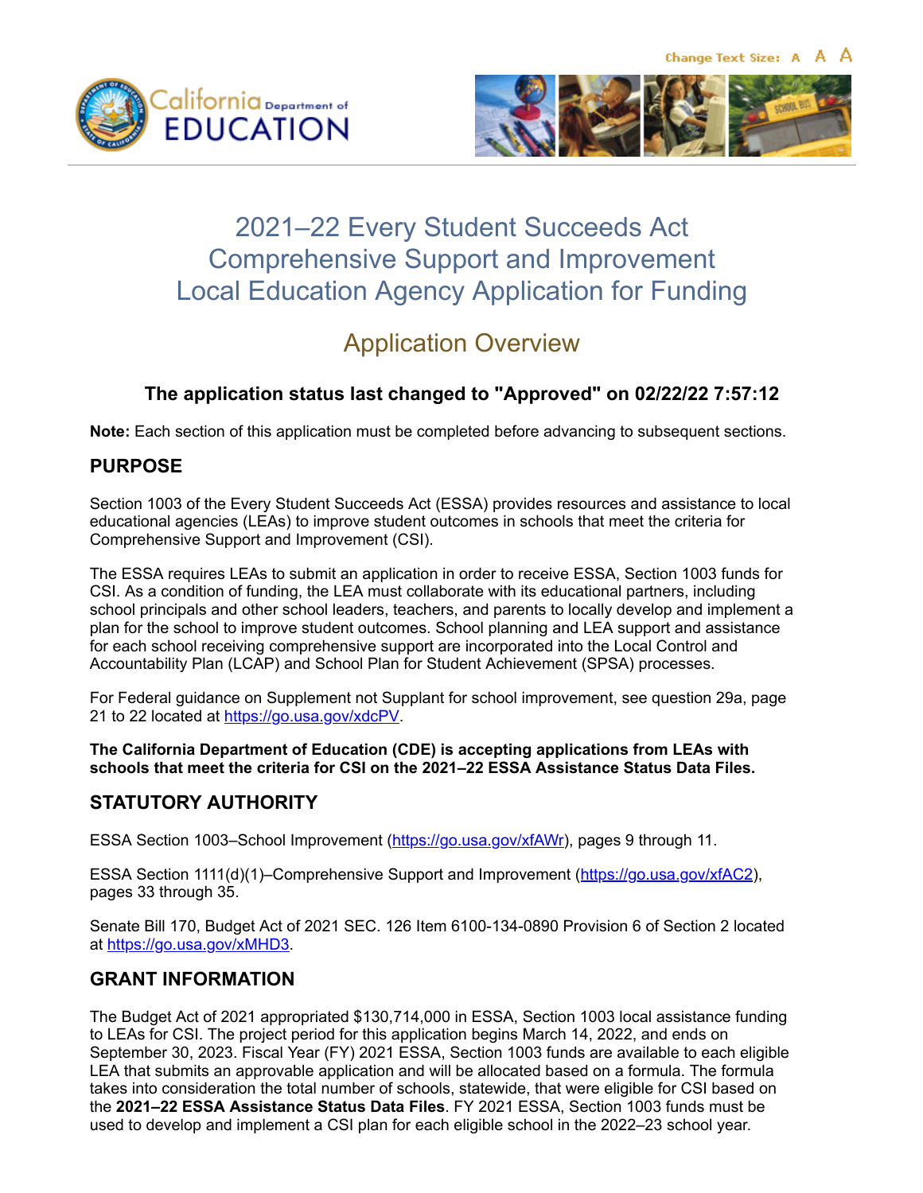# 2021–22 Every Student Succeeds Act Comprehensive Support and Improvement Local Education Agency Application for Funding

## Application Overview

**The application status last changed to "Approved" on 02/22/22 7:57:12**

**Note:** Each section of this application must be completed before advancing to subsequent sections.

## PURPOSE

Section 1003 of the Every Student Succeeds Act (ESSA) provides resources and assistance to local educational agencies (LEAs) to improve student outcomes in schools that meet the criteria for Comprehensive Support and Improvement (CSI).

The ESSA requires LEAs to submit an application in order to receive ESSA, Section 1003 funds for CSI. As a condition of funding, the LEA must collaborate with its educational partners, including school principals and other school leaders, teachers, and parents to locally develop and implement a plan for the school to improve student outcomes. School planning and LEA support and assistance for each school receiving comprehensive support are incorporated into the Local Control and Accountability Plan (LCAP) and School Plan for Student Achievement (SPSA) processes.

For Federal guidance on Supplement not Supplant for school improvement, see question 29a, page 21 to 22 located at https://go.usa.gov/xdcPV.

**The California Department of Education (CDE) is accepting applications from LEAs with schools that meet the criteria for CSI on the 2021–22 ESSA Assistance Status Data Files.**

## STATUTORY AUTHORITY

ESSA Section 1003–School Improvement (https://go.usa.gov/xfAWr), pages 9 through 11.

ESSA Section 1111(d)(1)–Comprehensive Support and Improvement (https://go.usa.gov/xfAC2), pages 33 through 35.

Senate Bill 170, Budget Act of 2021 SEC. 126 Item 6100-134-0890 Provision 6 of Section 2 located at https://go.usa.gov/xMHD3.

## GRANT INFORMATION

The Budget Act of 2021 appropriated $130,714,000 in ESSA, Section 1003 local assistance funding to LEAs for CSI. The project period for this application begins March 14, 2022, and ends on September 30, 2023. Fiscal Year (FY) 2021 ESSA, Section 1003 funds are available to each eligible LEA that submits an approvable application and will be allocated based on a formula. The formula takes into consideration the total number of schools, statewide, that were eligible for CSI based on the **2021–22 ESSA Assistance Status Data Files**. FY 2021 ESSA, Section 1003 funds must be used to develop and implement a CSI plan for each eligible school in the 2022–23 school year.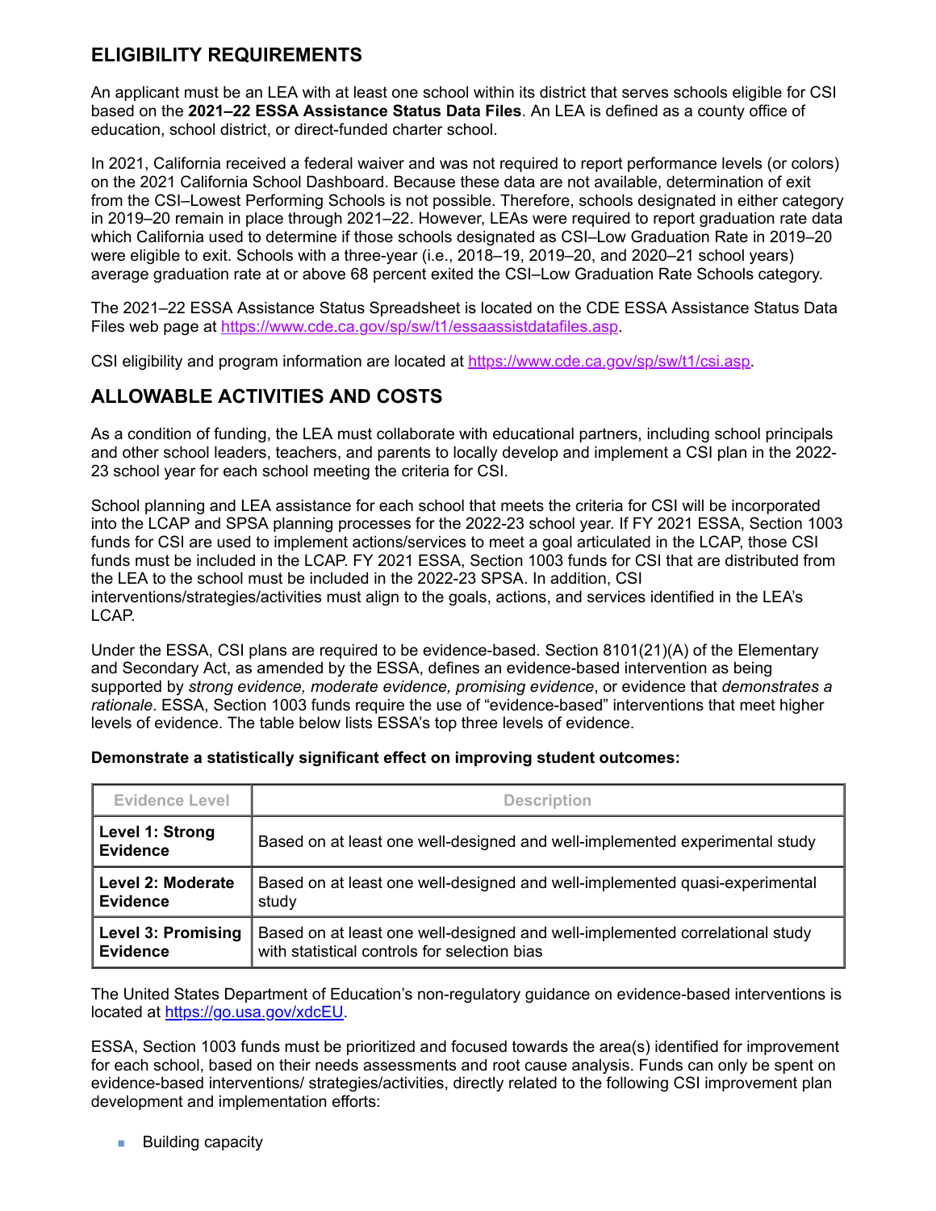## ELIGIBILITY REQUIREMENTS

An applicant must be an LEA with at least one school within its district that serves schools eligible for CSI based on the **2021–22 ESSA Assistance Status Data Files**. An LEA is defined as a county office of education, school district, or direct-funded charter school.

In 2021, California received a federal waiver and was not required to report performance levels (or colors) on the 2021 California School Dashboard. Because these data are not available, determination of exit from the CSI–Lowest Performing Schools is not possible. Therefore, schools designated in either category in 2019–20 remain in place through 2021–22. However, LEAs were required to report graduation rate data which California used to determine if those schools designated as CSI–Low Graduation Rate in 2019–20 were eligible to exit. Schools with a three-year (i.e., 2018–19, 2019–20, and 2020–21 school years) average graduation rate at or above 68 percent exited the CSI–Low Graduation Rate Schools category.

The 2021–22 ESSA Assistance Status Spreadsheet is located on the CDE ESSA Assistance Status Data Files web page at https://www.cde.ca.gov/sp/sw/t1/essaassistdatafiles.asp.

CSI eligibility and program information are located at https://www.cde.ca.gov/sp/sw/t1/csi.asp.

## ALLOWABLE ACTIVITIES AND COSTS

As a condition of funding, the LEA must collaborate with educational partners, including school principals and other school leaders, teachers, and parents to locally develop and implement a CSI plan in the 2022-23 school year for each school meeting the criteria for CSI.

School planning and LEA assistance for each school that meets the criteria for CSI will be incorporated into the LCAP and SPSA planning processes for the 2022-23 school year. If FY 2021 ESSA, Section 1003 funds for CSI are used to implement actions/services to meet a goal articulated in the LCAP, those CSI funds must be included in the LCAP. FY 2021 ESSA, Section 1003 funds for CSI that are distributed from the LEA to the school must be included in the 2022-23 SPSA. In addition, CSI interventions/strategies/activities must align to the goals, actions, and services identified in the LEA's LCAP.

Under the ESSA, CSI plans are required to be evidence-based. Section 8101(21)(A) of the Elementary and Secondary Act, as amended by the ESSA, defines an evidence-based intervention as being supported by *strong evidence, moderate evidence, promising evidence*, or evidence that *demonstrates a rationale*. ESSA, Section 1003 funds require the use of "evidence-based" interventions that meet higher levels of evidence. The table below lists ESSA's top three levels of evidence.

**Demonstrate a statistically significant effect on improving student outcomes:**

| Evidence Level | Description |
| --- | --- |
| **Level 1: Strong Evidence** | Based on at least one well-designed and well-implemented experimental study |
| **Level 2: Moderate Evidence** | Based on at least one well-designed and well-implemented quasi-experimental study |
| **Level 3: Promising Evidence** | Based on at least one well-designed and well-implemented correlational study with statistical controls for selection bias |

The United States Department of Education's non-regulatory guidance on evidence-based interventions is located at https://go.usa.gov/xdcEU.

ESSA, Section 1003 funds must be prioritized and focused towards the area(s) identified for improvement for each school, based on their needs assessments and root cause analysis. Funds can only be spent on evidence-based interventions/ strategies/activities, directly related to the following CSI improvement plan development and implementation efforts:

- Building capacity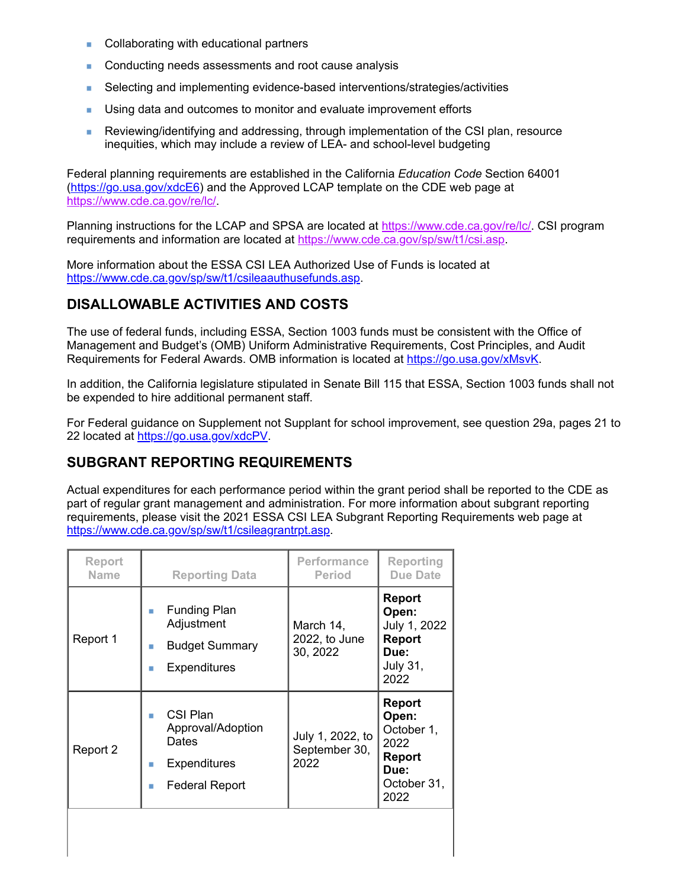- Collaborating with educational partners
- Conducting needs assessments and root cause analysis
- Selecting and implementing evidence-based interventions/strategies/activities
- Using data and outcomes to monitor and evaluate improvement efforts
- Reviewing/identifying and addressing, through implementation of the CSI plan, resource inequities, which may include a review of LEA- and school-level budgeting

Federal planning requirements are established in the California *Education Code* Section 64001 (https://go.usa.gov/xdcE6) and the Approved LCAP template on the CDE web page at https://www.cde.ca.gov/re/lc/.

Planning instructions for the LCAP and SPSA are located at https://www.cde.ca.gov/re/lc/. CSI program requirements and information are located at https://www.cde.ca.gov/sp/sw/t1/csi.asp.

More information about the ESSA CSI LEA Authorized Use of Funds is located at https://www.cde.ca.gov/sp/sw/t1/csileaauthusefunds.asp.

## DISALLOWABLE ACTIVITIES AND COSTS

The use of federal funds, including ESSA, Section 1003 funds must be consistent with the Office of Management and Budget's (OMB) Uniform Administrative Requirements, Cost Principles, and Audit Requirements for Federal Awards. OMB information is located at https://go.usa.gov/xMsvK.

In addition, the California legislature stipulated in Senate Bill 115 that ESSA, Section 1003 funds shall not be expended to hire additional permanent staff.

For Federal guidance on Supplement not Supplant for school improvement, see question 29a, pages 21 to 22 located at https://go.usa.gov/xdcPV.

## SUBGRANT REPORTING REQUIREMENTS

Actual expenditures for each performance period within the grant period shall be reported to the CDE as part of regular grant management and administration. For more information about subgrant reporting requirements, please visit the 2021 ESSA CSI LEA Subgrant Reporting Requirements web page at https://www.cde.ca.gov/sp/sw/t1/csileagrantrpt.asp.

| Report Name | Reporting Data | Performance Period | Reporting Due Date |
|---|---|---|---|
| Report 1 | - Funding Plan Adjustment<br>- Budget Summary<br>- Expenditures | March 14, 2022, to June 30, 2022 | **Report Open:** July 1, 2022 **Report Due:** July 31, 2022 |
| Report 2 | - CSI Plan Approval/Adoption Dates<br>- Expenditures<br>- Federal Report | July 1, 2022, to September 30, 2022 | **Report Open:** October 1, 2022 **Report Due:** October 31, 2022 |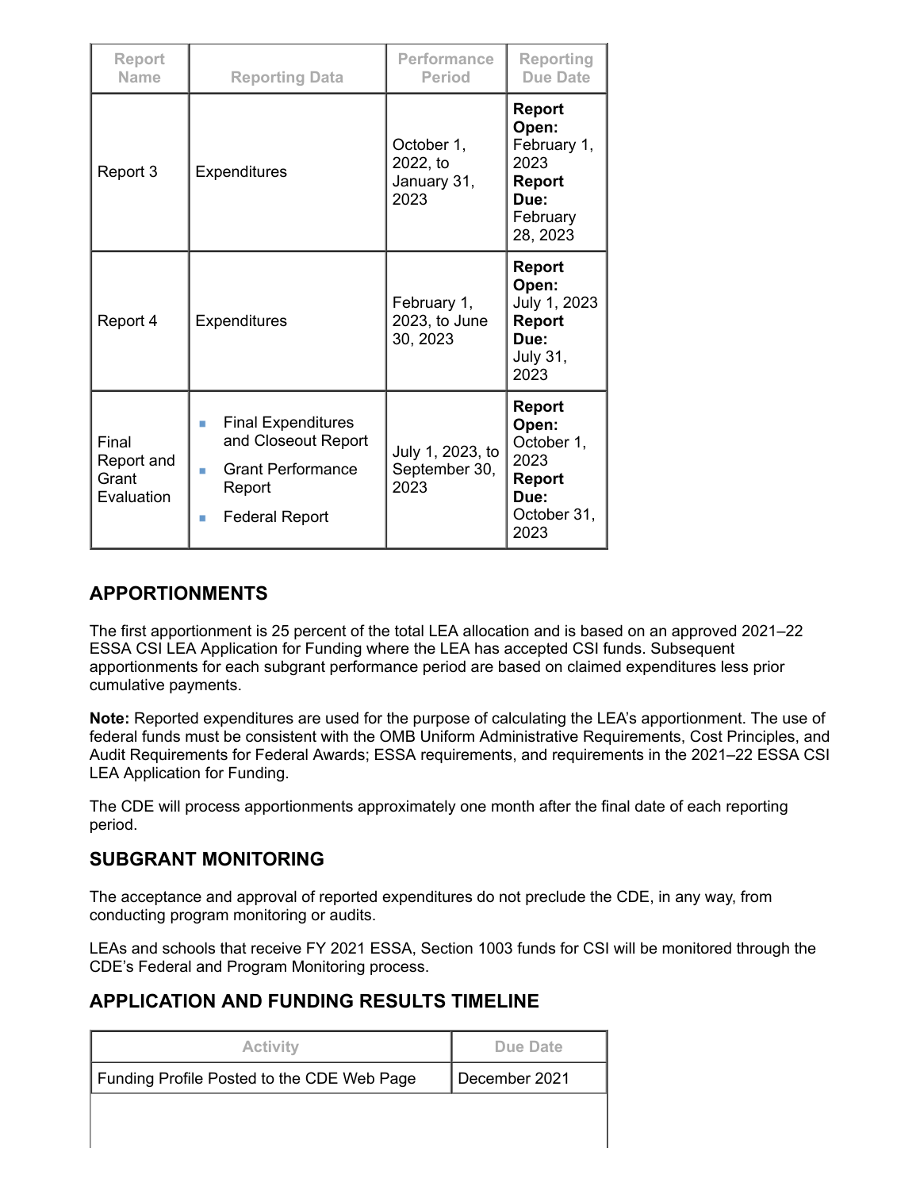| Report Name | Reporting Data | Performance Period | Reporting Due Date |
|---|---|---|---|
| Report 3 | Expenditures | October 1, 2022, to January 31, 2023 | **Report Open:** February 1, 2023 **Report Due:** February 28, 2023 |
| Report 4 | Expenditures | February 1, 2023, to June 30, 2023 | **Report Open:** July 1, 2023 **Report Due:** July 31, 2023 |
| Final Report and Grant Evaluation | <ul><li>Final Expenditures and Closeout Report</li><li>Grant Performance Report</li><li>Federal Report</li></ul> | July 1, 2023, to September 30, 2023 | **Report Open:** October 1, 2023 **Report Due:** October 31, 2023 |

## APPORTIONMENTS

The first apportionment is 25 percent of the total LEA allocation and is based on an approved 2021–22 ESSA CSI LEA Application for Funding where the LEA has accepted CSI funds. Subsequent apportionments for each subgrant performance period are based on claimed expenditures less prior cumulative payments.

**Note:** Reported expenditures are used for the purpose of calculating the LEA's apportionment. The use of federal funds must be consistent with the OMB Uniform Administrative Requirements, Cost Principles, and Audit Requirements for Federal Awards; ESSA requirements, and requirements in the 2021–22 ESSA CSI LEA Application for Funding.

The CDE will process apportionments approximately one month after the final date of each reporting period.

## SUBGRANT MONITORING

The acceptance and approval of reported expenditures do not preclude the CDE, in any way, from conducting program monitoring or audits.

LEAs and schools that receive FY 2021 ESSA, Section 1003 funds for CSI will be monitored through the CDE's Federal and Program Monitoring process.

## APPLICATION AND FUNDING RESULTS TIMELINE

| Activity | Due Date |
|---|---|
| Funding Profile Posted to the CDE Web Page | December 2021 |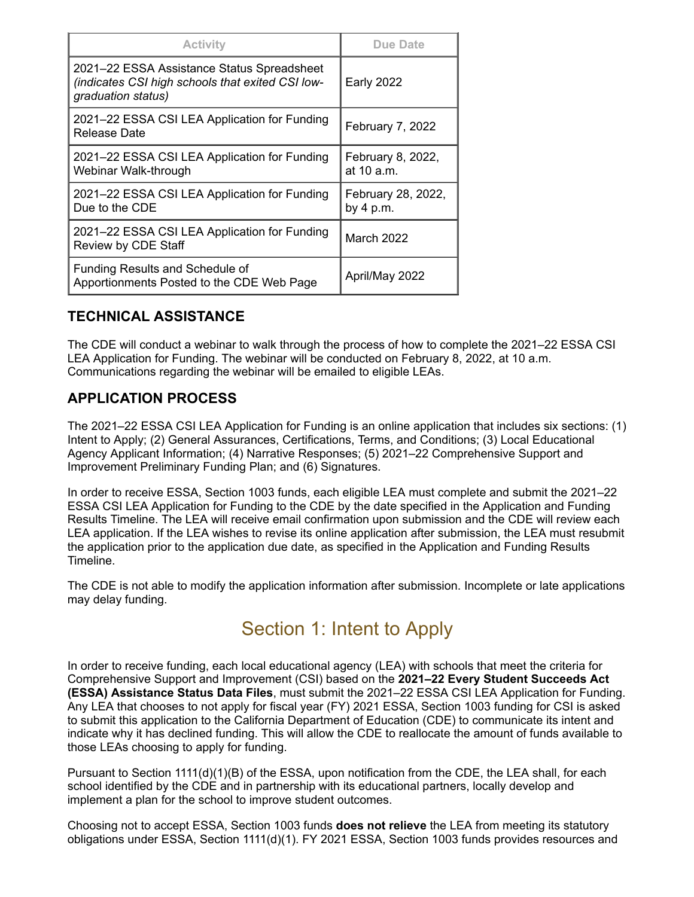| Activity | Due Date |
|---|---|
| 2021–22 ESSA Assistance Status Spreadsheet *(indicates CSI high schools that exited CSI low-graduation status)* | Early 2022 |
| 2021–22 ESSA CSI LEA Application for Funding Release Date | February 7, 2022 |
| 2021–22 ESSA CSI LEA Application for Funding Webinar Walk-through | February 8, 2022, at 10 a.m. |
| 2021–22 ESSA CSI LEA Application for Funding Due to the CDE | February 28, 2022, by 4 p.m. |
| 2021–22 ESSA CSI LEA Application for Funding Review by CDE Staff | March 2022 |
| Funding Results and Schedule of Apportionments Posted to the CDE Web Page | April/May 2022 |

### TECHNICAL ASSISTANCE

The CDE will conduct a webinar to walk through the process of how to complete the 2021–22 ESSA CSI LEA Application for Funding. The webinar will be conducted on February 8, 2022, at 10 a.m. Communications regarding the webinar will be emailed to eligible LEAs.

### APPLICATION PROCESS

The 2021–22 ESSA CSI LEA Application for Funding is an online application that includes six sections: (1) Intent to Apply; (2) General Assurances, Certifications, Terms, and Conditions; (3) Local Educational Agency Applicant Information; (4) Narrative Responses; (5) 2021–22 Comprehensive Support and Improvement Preliminary Funding Plan; and (6) Signatures.

In order to receive ESSA, Section 1003 funds, each eligible LEA must complete and submit the 2021–22 ESSA CSI LEA Application for Funding to the CDE by the date specified in the Application and Funding Results Timeline. The LEA will receive email confirmation upon submission and the CDE will review each LEA application. If the LEA wishes to revise its online application after submission, the LEA must resubmit the application prior to the application due date, as specified in the Application and Funding Results Timeline.

The CDE is not able to modify the application information after submission. Incomplete or late applications may delay funding.

## Section 1: Intent to Apply

In order to receive funding, each local educational agency (LEA) with schools that meet the criteria for Comprehensive Support and Improvement (CSI) based on the **2021–22 Every Student Succeeds Act (ESSA) Assistance Status Data Files**, must submit the 2021–22 ESSA CSI LEA Application for Funding. Any LEA that chooses to not apply for fiscal year (FY) 2021 ESSA, Section 1003 funding for CSI is asked to submit this application to the California Department of Education (CDE) to communicate its intent and indicate why it has declined funding. This will allow the CDE to reallocate the amount of funds available to those LEAs choosing to apply for funding.

Pursuant to Section 1111(d)(1)(B) of the ESSA, upon notification from the CDE, the LEA shall, for each school identified by the CDE and in partnership with its educational partners, locally develop and implement a plan for the school to improve student outcomes.

Choosing not to accept ESSA, Section 1003 funds **does not relieve** the LEA from meeting its statutory obligations under ESSA, Section 1111(d)(1). FY 2021 ESSA, Section 1003 funds provides resources and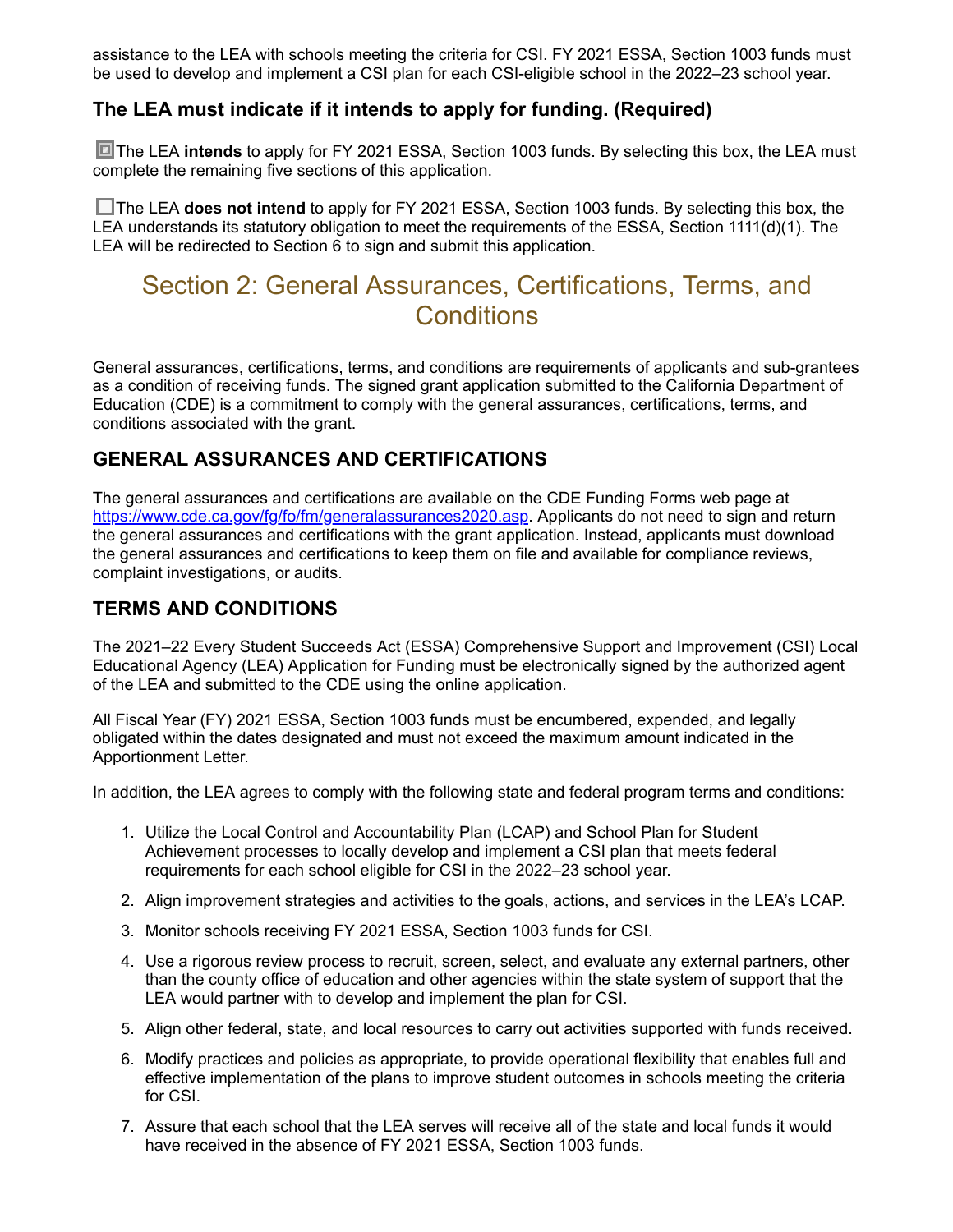assistance to the LEA with schools meeting the criteria for CSI. FY 2021 ESSA, Section 1003 funds must be used to develop and implement a CSI plan for each CSI-eligible school in the 2022–23 school year.

### The LEA must indicate if it intends to apply for funding. (Required)

☒ The LEA **intends** to apply for FY 2021 ESSA, Section 1003 funds. By selecting this box, the LEA must complete the remaining five sections of this application.

☐ The LEA **does not intend** to apply for FY 2021 ESSA, Section 1003 funds. By selecting this box, the LEA understands its statutory obligation to meet the requirements of the ESSA, Section 1111(d)(1). The LEA will be redirected to Section 6 to sign and submit this application.

## Section 2: General Assurances, Certifications, Terms, and Conditions

General assurances, certifications, terms, and conditions are requirements of applicants and sub-grantees as a condition of receiving funds. The signed grant application submitted to the California Department of Education (CDE) is a commitment to comply with the general assurances, certifications, terms, and conditions associated with the grant.

### GENERAL ASSURANCES AND CERTIFICATIONS

The general assurances and certifications are available on the CDE Funding Forms web page at https://www.cde.ca.gov/fg/fo/fm/generalassurances2020.asp. Applicants do not need to sign and return the general assurances and certifications with the grant application. Instead, applicants must download the general assurances and certifications to keep them on file and available for compliance reviews, complaint investigations, or audits.

### TERMS AND CONDITIONS

The 2021–22 Every Student Succeeds Act (ESSA) Comprehensive Support and Improvement (CSI) Local Educational Agency (LEA) Application for Funding must be electronically signed by the authorized agent of the LEA and submitted to the CDE using the online application.

All Fiscal Year (FY) 2021 ESSA, Section 1003 funds must be encumbered, expended, and legally obligated within the dates designated and must not exceed the maximum amount indicated in the Apportionment Letter.

In addition, the LEA agrees to comply with the following state and federal program terms and conditions:

1. Utilize the Local Control and Accountability Plan (LCAP) and School Plan for Student Achievement processes to locally develop and implement a CSI plan that meets federal requirements for each school eligible for CSI in the 2022–23 school year.
2. Align improvement strategies and activities to the goals, actions, and services in the LEA's LCAP.
3. Monitor schools receiving FY 2021 ESSA, Section 1003 funds for CSI.
4. Use a rigorous review process to recruit, screen, select, and evaluate any external partners, other than the county office of education and other agencies within the state system of support that the LEA would partner with to develop and implement the plan for CSI.
5. Align other federal, state, and local resources to carry out activities supported with funds received.
6. Modify practices and policies as appropriate, to provide operational flexibility that enables full and effective implementation of the plans to improve student outcomes in schools meeting the criteria for CSI.
7. Assure that each school that the LEA serves will receive all of the state and local funds it would have received in the absence of FY 2021 ESSA, Section 1003 funds.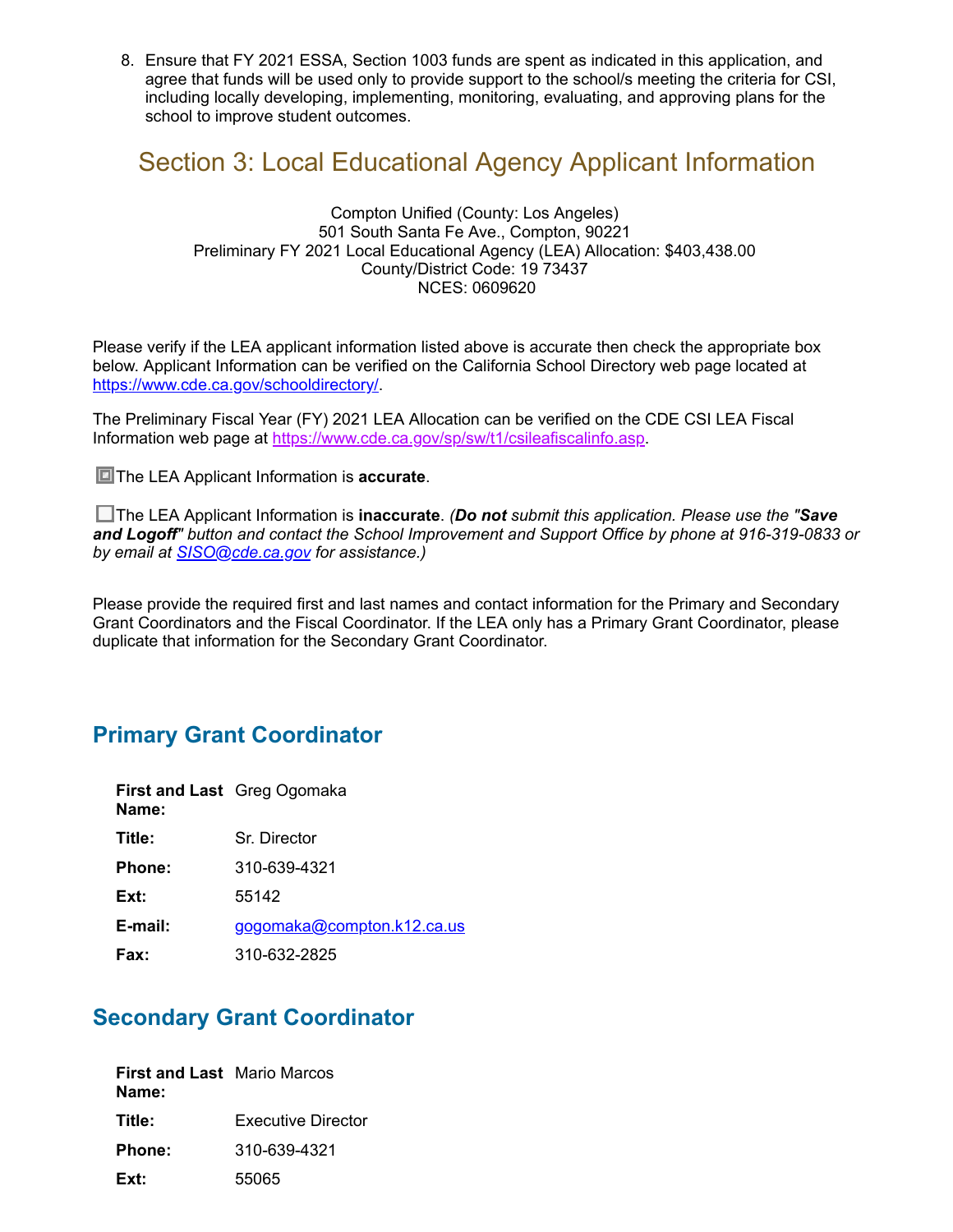8. Ensure that FY 2021 ESSA, Section 1003 funds are spent as indicated in this application, and agree that funds will be used only to provide support to the school/s meeting the criteria for CSI, including locally developing, implementing, monitoring, evaluating, and approving plans for the school to improve student outcomes.

# Section 3: Local Educational Agency Applicant Information

Compton Unified (County: Los Angeles)
501 South Santa Fe Ave., Compton, 90221
Preliminary FY 2021 Local Educational Agency (LEA) Allocation: $403,438.00
County/District Code: 19 73437
NCES: 0609620

Please verify if the LEA applicant information listed above is accurate then check the appropriate box below. Applicant Information can be verified on the California School Directory web page located at https://www.cde.ca.gov/schooldirectory/.

The Preliminary Fiscal Year (FY) 2021 LEA Allocation can be verified on the CDE CSI LEA Fiscal Information web page at https://www.cde.ca.gov/sp/sw/t1/csileafiscalinfo.asp.

☒ The LEA Applicant Information is **accurate**.

☐ The LEA Applicant Information is **inaccurate**. *(**Do not** submit this application. Please use the "**Save and Logoff**" button and contact the School Improvement and Support Office by phone at 916-319-0833 or by email at SISO@cde.ca.gov for assistance.)*

Please provide the required first and last names and contact information for the Primary and Secondary Grant Coordinators and the Fiscal Coordinator. If the LEA only has a Primary Grant Coordinator, please duplicate that information for the Secondary Grant Coordinator.

## Primary Grant Coordinator

| | |
|---|---|
| **First and Last Name:** | Greg Ogomaka |
| **Title:** | Sr. Director |
| **Phone:** | 310-639-4321 |
| **Ext:** | 55142 |
| **E-mail:** | gogomaka@compton.k12.ca.us |
| **Fax:** | 310-632-2825 |

## Secondary Grant Coordinator

| | |
|---|---|
| **First and Last Name:** | Mario Marcos |
| **Title:** | Executive Director |
| **Phone:** | 310-639-4321 |
| **Ext:** | 55065 |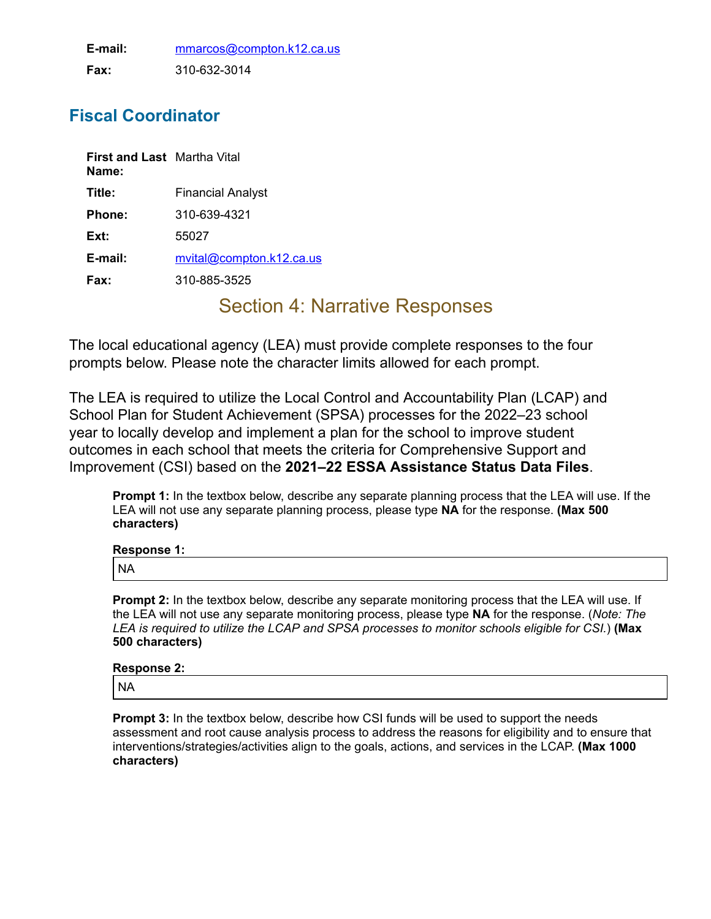**E-mail:** mmarcos@compton.k12.ca.us

**Fax:** 310-632-3014

## Fiscal Coordinator

| | |
|---|---|
| **First and Last Name:** | Martha Vital |
| **Title:** | Financial Analyst |
| **Phone:** | 310-639-4321 |
| **Ext:** | 55027 |
| **E-mail:** | mvital@compton.k12.ca.us |
| **Fax:** | 310-885-3525 |

# Section 4: Narrative Responses

The local educational agency (LEA) must provide complete responses to the four prompts below. Please note the character limits allowed for each prompt.

The LEA is required to utilize the Local Control and Accountability Plan (LCAP) and School Plan for Student Achievement (SPSA) processes for the 2022–23 school year to locally develop and implement a plan for the school to improve student outcomes in each school that meets the criteria for Comprehensive Support and Improvement (CSI) based on the **2021–22 ESSA Assistance Status Data Files**.

**Prompt 1:** In the textbox below, describe any separate planning process that the LEA will use. If the LEA will not use any separate planning process, please type **NA** for the response. **(Max 500 characters)**

**Response 1:**

NA

**Prompt 2:** In the textbox below, describe any separate monitoring process that the LEA will use. If the LEA will not use any separate monitoring process, please type **NA** for the response. (*Note: The LEA is required to utilize the LCAP and SPSA processes to monitor schools eligible for CSI.*) **(Max 500 characters)**

**Response 2:**

NA

**Prompt 3:** In the textbox below, describe how CSI funds will be used to support the needs assessment and root cause analysis process to address the reasons for eligibility and to ensure that interventions/strategies/activities align to the goals, actions, and services in the LCAP. **(Max 1000 characters)**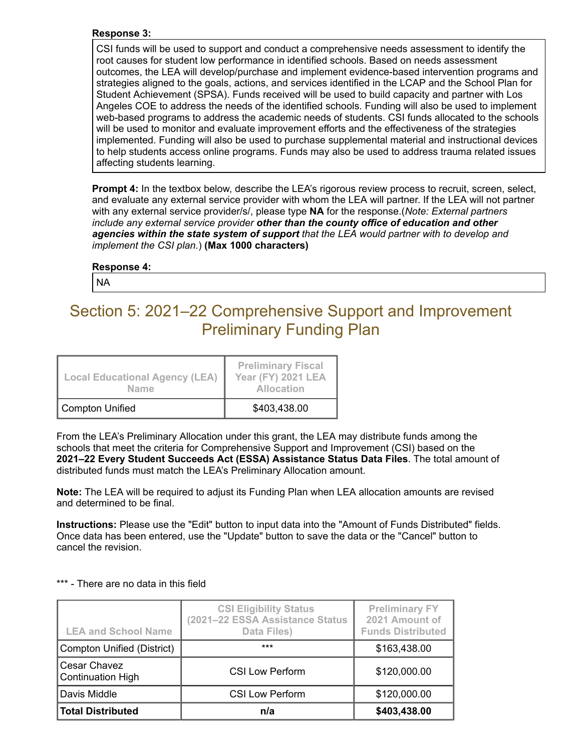**Response 3:**

CSI funds will be used to support and conduct a comprehensive needs assessment to identify the root causes for student low performance in identified schools. Based on needs assessment outcomes, the LEA will develop/purchase and implement evidence-based intervention programs and strategies aligned to the goals, actions, and services identified in the LCAP and the School Plan for Student Achievement (SPSA). Funds received will be used to build capacity and partner with Los Angeles COE to address the needs of the identified schools. Funding will also be used to implement web-based programs to address the academic needs of students. CSI funds allocated to the schools will be used to monitor and evaluate improvement efforts and the effectiveness of the strategies implemented. Funding will also be used to purchase supplemental material and instructional devices to help students access online programs. Funds may also be used to address trauma related issues affecting students learning.

**Prompt 4:** In the textbox below, describe the LEA's rigorous review process to recruit, screen, select, and evaluate any external service provider with whom the LEA will partner. If the LEA will not partner with any external service provider/s/, please type **NA** for the response.(*Note: External partners include any external service provider* ***other than the county office of education and other agencies within the state system of support*** *that the LEA would partner with to develop and implement the CSI plan.*) **(Max 1000 characters)**

**Response 4:**

NA

## Section 5: 2021–22 Comprehensive Support and Improvement Preliminary Funding Plan

| Local Educational Agency (LEA) Name | Preliminary Fiscal Year (FY) 2021 LEA Allocation |
|---|---|
| Compton Unified | $403,438.00 |

From the LEA's Preliminary Allocation under this grant, the LEA may distribute funds among the schools that meet the criteria for Comprehensive Support and Improvement (CSI) based on the **2021–22 Every Student Succeeds Act (ESSA) Assistance Status Data Files**. The total amount of distributed funds must match the LEA's Preliminary Allocation amount.

**Note:** The LEA will be required to adjust its Funding Plan when LEA allocation amounts are revised and determined to be final.

**Instructions:** Please use the "Edit" button to input data into the "Amount of Funds Distributed" fields. Once data has been entered, use the "Update" button to save the data or the "Cancel" button to cancel the revision.

*** - There are no data in this field

| LEA and School Name | CSI Eligibility Status (2021–22 ESSA Assistance Status Data Files) | Preliminary FY 2021 Amount of Funds Distributed |
|---|---|---|
| Compton Unified (District) | *** | $163,438.00 |
| Cesar Chavez Continuation High | CSI Low Perform | $120,000.00 |
| Davis Middle | CSI Low Perform | $120,000.00 |
| **Total Distributed** | **n/a** | **$403,438.00** |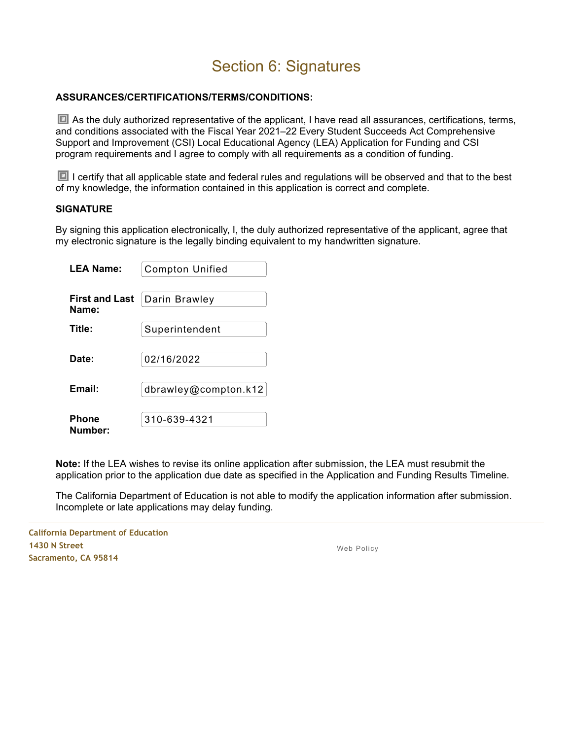# Section 6: Signatures

**ASSURANCES/CERTIFICATIONS/TERMS/CONDITIONS:**

☑ As the duly authorized representative of the applicant, I have read all assurances, certifications, terms, and conditions associated with the Fiscal Year 2021–22 Every Student Succeeds Act Comprehensive Support and Improvement (CSI) Local Educational Agency (LEA) Application for Funding and CSI program requirements and I agree to comply with all requirements as a condition of funding.

☑ I certify that all applicable state and federal rules and regulations will be observed and that to the best of my knowledge, the information contained in this application is correct and complete.

**SIGNATURE**

By signing this application electronically, I, the duly authorized representative of the applicant, agree that my electronic signature is the legally binding equivalent to my handwritten signature.

| | |
|---|---|
| **LEA Name:** | Compton Unified |
| **First and Last Name:** | Darin Brawley |
| **Title:** | Superintendent |
| **Date:** | 02/16/2022 |
| **Email:** | dbrawley@compton.k12 |
| **Phone Number:** | 310-639-4321 |

**Note:** If the LEA wishes to revise its online application after submission, the LEA must resubmit the application prior to the application due date as specified in the Application and Funding Results Timeline.

The California Department of Education is not able to modify the application information after submission. Incomplete or late applications may delay funding.

California Department of Education
1430 N Street
Sacramento, CA 95814

Web Policy